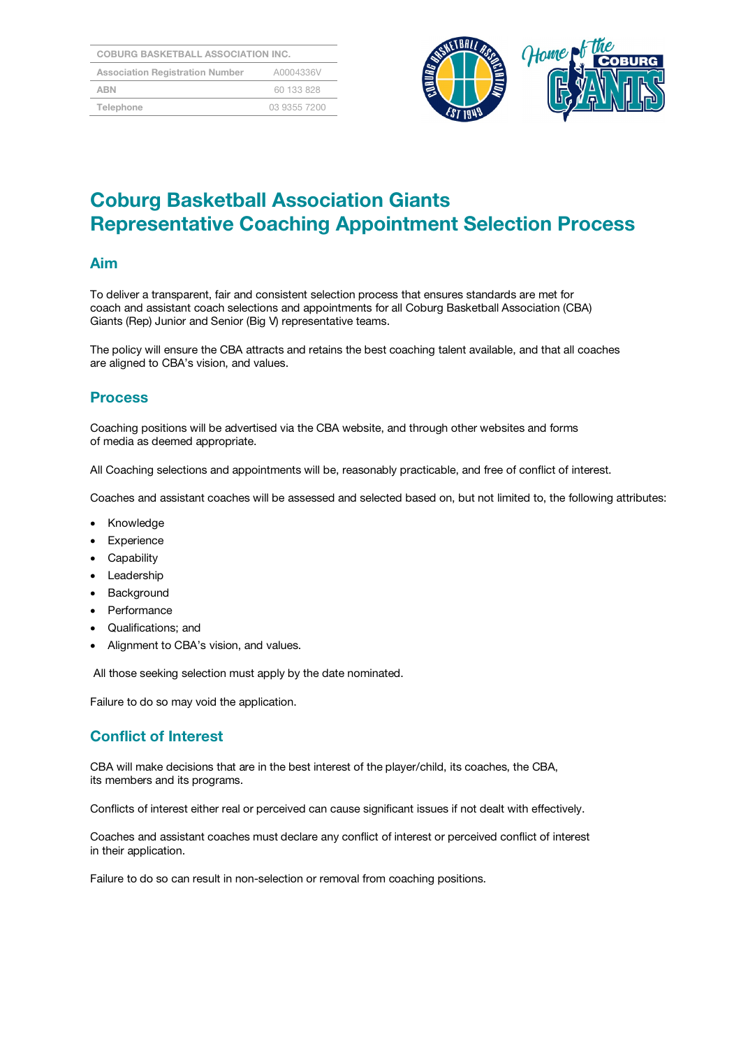| COBURG BASKETBALL ASSOCIATION INC. | |
|---|---|
| Association Registration Number | A0004336V |
| ABN | 60 133 828 |
| Telephone | 03 9355 7200 |

# Coburg Basketball Association Giants Representative Coaching Appointment Selection Process

## Aim

To deliver a transparent, fair and consistent selection process that ensures standards are met for coach and assistant coach selections and appointments for all Coburg Basketball Association (CBA) Giants (Rep) Junior and Senior (Big V) representative teams.

The policy will ensure the CBA attracts and retains the best coaching talent available, and that all coaches are aligned to CBA's vision, and values.

## Process

Coaching positions will be advertised via the CBA website, and through other websites and forms of media as deemed appropriate.

All Coaching selections and appointments will be, reasonably practicable, and free of conflict of interest.

Coaches and assistant coaches will be assessed and selected based on, but not limited to, the following attributes:

- Knowledge
- Experience
- Capability
- Leadership
- Background
- Performance
- Qualifications; and
- Alignment to CBA's vision, and values.

All those seeking selection must apply by the date nominated.

Failure to do so may void the application.

## Conflict of Interest

CBA will make decisions that are in the best interest of the player/child, its coaches, the CBA, its members and its programs.

Conflicts of interest either real or perceived can cause significant issues if not dealt with effectively.

Coaches and assistant coaches must declare any conflict of interest or perceived conflict of interest in their application.

Failure to do so can result in non-selection or removal from coaching positions.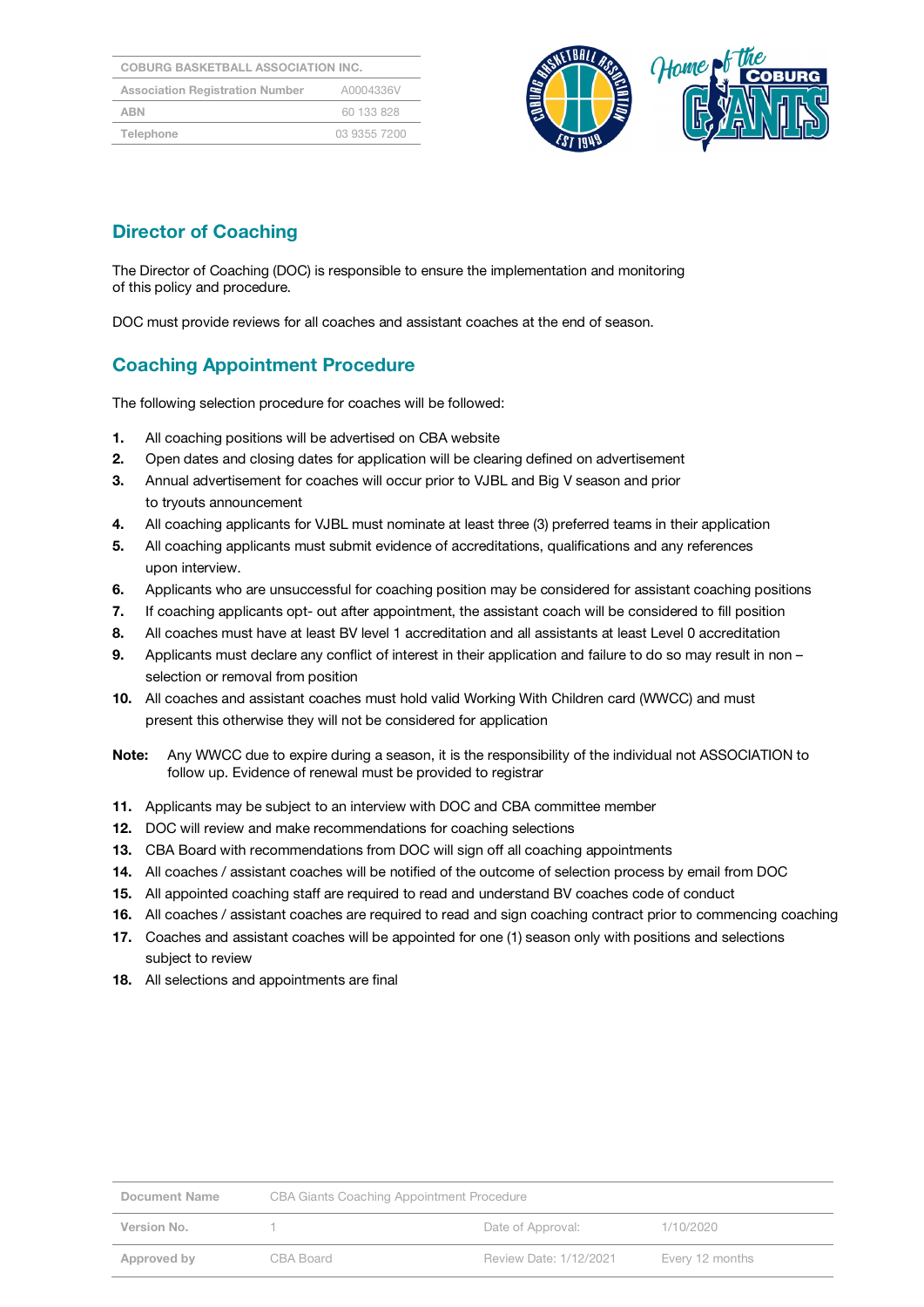| | |
|---|---|
| COBURG BASKETBALL ASSOCIATION INC. | |
| Association Registration Number | A0004336V |
| ABN | 60 133 828 |
| Telephone | 03 9355 7200 |

## Director of Coaching

The Director of Coaching (DOC) is responsible to ensure the implementation and monitoring of this policy and procedure.

DOC must provide reviews for all coaches and assistant coaches at the end of season.

## Coaching Appointment Procedure

The following selection procedure for coaches will be followed:

1. All coaching positions will be advertised on CBA website
2. Open dates and closing dates for application will be clearing defined on advertisement
3. Annual advertisement for coaches will occur prior to VJBL and Big V season and prior to tryouts announcement
4. All coaching applicants for VJBL must nominate at least three (3) preferred teams in their application
5. All coaching applicants must submit evidence of accreditations, qualifications and any references upon interview.
6. Applicants who are unsuccessful for coaching position may be considered for assistant coaching positions
7. If coaching applicants opt- out after appointment, the assistant coach will be considered to fill position
8. All coaches must have at least BV level 1 accreditation and all assistants at least Level 0 accreditation
9. Applicants must declare any conflict of interest in their application and failure to do so may result in non – selection or removal from position
10. All coaches and assistant coaches must hold valid Working With Children card (WWCC) and must present this otherwise they will not be considered for application

**Note:** Any WWCC due to expire during a season, it is the responsibility of the individual not ASSOCIATION to follow up. Evidence of renewal must be provided to registrar

11. Applicants may be subject to an interview with DOC and CBA committee member
12. DOC will review and make recommendations for coaching selections
13. CBA Board with recommendations from DOC will sign off all coaching appointments
14. All coaches / assistant coaches will be notified of the outcome of selection process by email from DOC
15. All appointed coaching staff are required to read and understand BV coaches code of conduct
16. All coaches / assistant coaches are required to read and sign coaching contract prior to commencing coaching
17. Coaches and assistant coaches will be appointed for one (1) season only with positions and selections subject to review
18. All selections and appointments are final

| | | | |
|---|---|---|---|
| Document Name | CBA Giants Coaching Appointment Procedure | | |
| Version No. | 1 | Date of Approval: | 1/10/2020 |
| Approved by | CBA Board | Review Date: 1/12/2021 | Every 12 months |